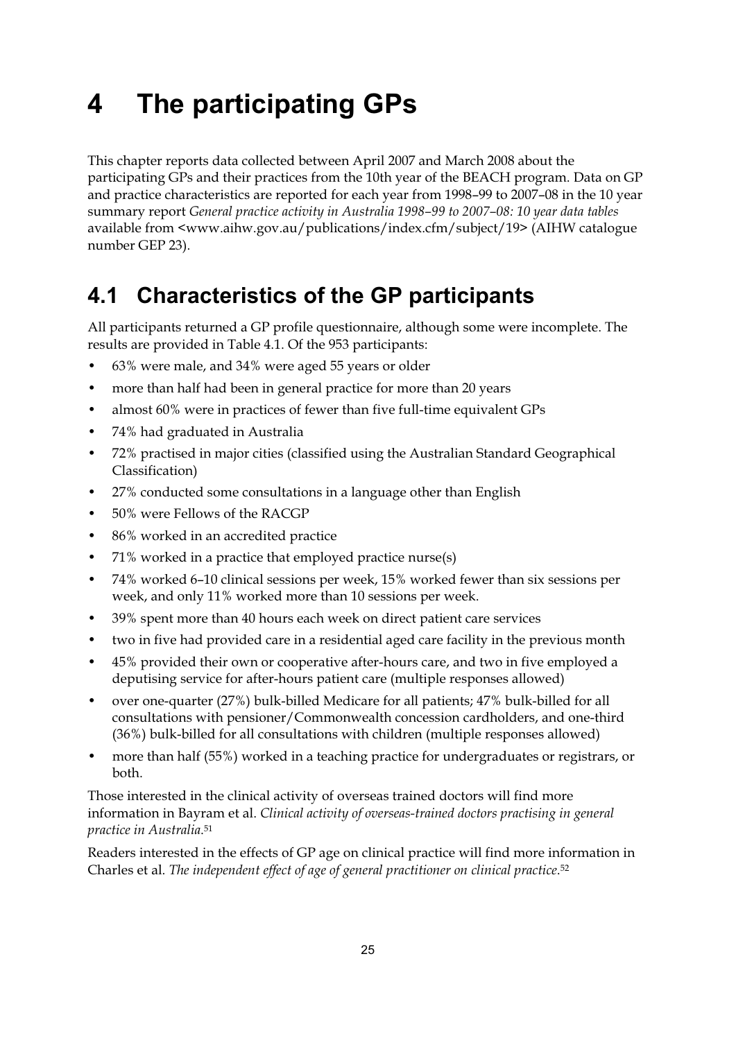# 4 The participating GPs

This chapter reports data collected between April 2007 and March 2008 about the participating GPs and their practices from the 10th year of the BEACH program. Data on GP and practice characteristics are reported for each year from 1998–99 to 2007–08 in the 10 year summary report *General practice activity in Australia 1998–99 to 2007–08: 10 year data tables* available from <www.aihw.gov.au/publications/index.cfm/subject/19> (AIHW catalogue number GEP 23).

## 4.1 Characteristics of the GP participants

All participants returned a GP profile questionnaire, although some were incomplete. The results are provided in Table 4.1. Of the 953 participants:

- 63% were male, and 34% were aged 55 years or older
- more than half had been in general practice for more than 20 years
- almost 60% were in practices of fewer than five full-time equivalent GPs
- 74% had graduated in Australia
- 72% practised in major cities (classified using the Australian Standard Geographical Classification)
- 27% conducted some consultations in a language other than English
- 50% were Fellows of the RACGP
- 86% worked in an accredited practice
- 71% worked in a practice that employed practice nurse(s)
- 74% worked 6–10 clinical sessions per week, 15% worked fewer than six sessions per week, and only 11% worked more than 10 sessions per week.
- 39% spent more than 40 hours each week on direct patient care services
- two in five had provided care in a residential aged care facility in the previous month
- 45% provided their own or cooperative after-hours care, and two in five employed a deputising service for after-hours patient care (multiple responses allowed)
- over one-quarter (27%) bulk-billed Medicare for all patients; 47% bulk-billed for all consultations with pensioner/Commonwealth concession cardholders, and one-third (36%) bulk-billed for all consultations with children (multiple responses allowed)
- more than half (55%) worked in a teaching practice for undergraduates or registrars, or both.

Those interested in the clinical activity of overseas trained doctors will find more information in Bayram et al. *Clinical activity of overseas-trained doctors practising in general practice in Australia*.[51]

Readers interested in the effects of GP age on clinical practice will find more information in Charles et al. *The independent effect of age of general practitioner on clinical practice*.[52]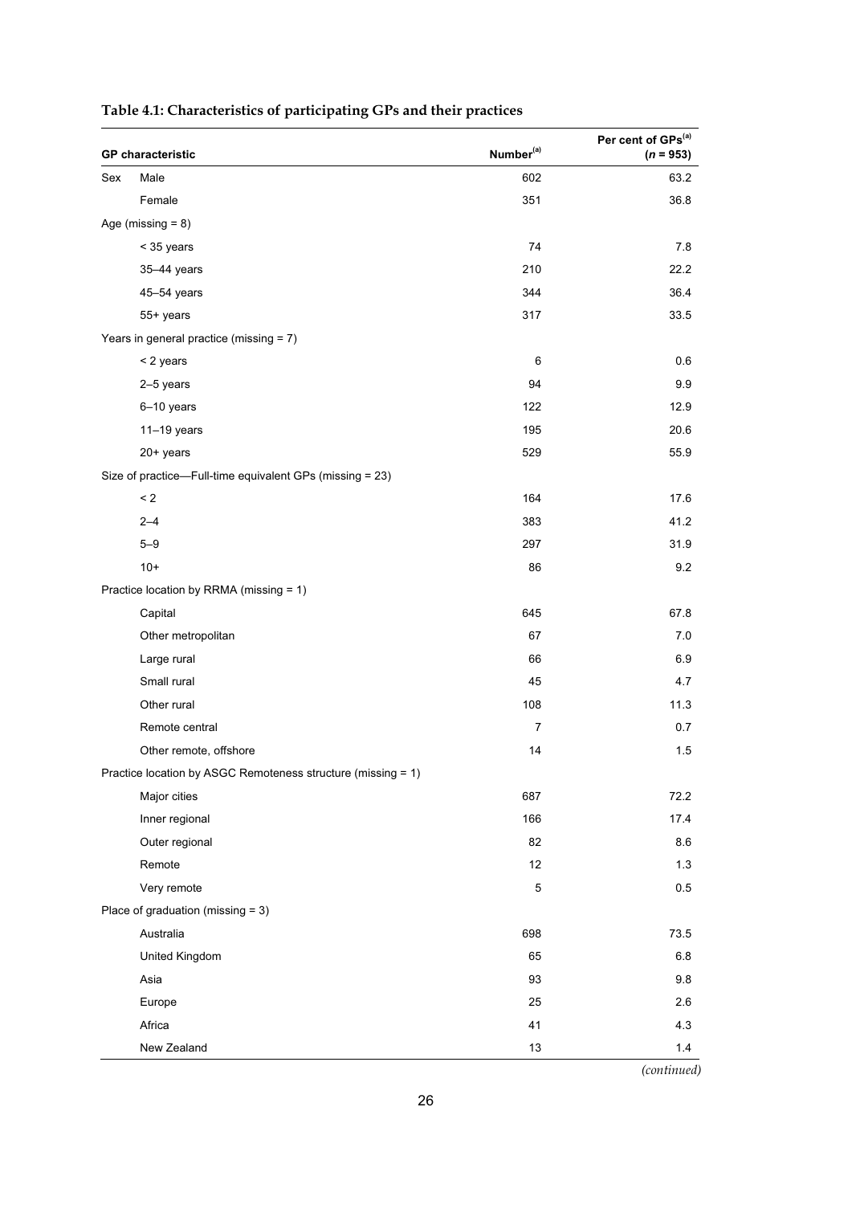**Table 4.1: Characteristics of participating GPs and their practices**

| GP characteristic | | Number[(a)] | Per cent of GPs[(a)] ($n$ = 953) |
|---|---|---|---|
| Sex | Male | 602 | 63.2 |
| | Female | 351 | 36.8 |
| Age (missing = 8) | | | |
| | < 35 years | 74 | 7.8 |
| | 35–44 years | 210 | 22.2 |
| | 45–54 years | 344 | 36.4 |
| | 55+ years | 317 | 33.5 |
| Years in general practice (missing = 7) | | | |
| | < 2 years | 6 | 0.6 |
| | 2–5 years | 94 | 9.9 |
| | 6–10 years | 122 | 12.9 |
| | 11–19 years | 195 | 20.6 |
| | 20+ years | 529 | 55.9 |
| Size of practice—Full-time equivalent GPs (missing = 23) | | | |
| | < 2 | 164 | 17.6 |
| | 2–4 | 383 | 41.2 |
| | 5–9 | 297 | 31.9 |
| | 10+ | 86 | 9.2 |
| Practice location by RRMA (missing = 1) | | | |
| | Capital | 645 | 67.8 |
| | Other metropolitan | 67 | 7.0 |
| | Large rural | 66 | 6.9 |
| | Small rural | 45 | 4.7 |
| | Other rural | 108 | 11.3 |
| | Remote central | 7 | 0.7 |
| | Other remote, offshore | 14 | 1.5 |
| Practice location by ASGC Remoteness structure (missing = 1) | | | |
| | Major cities | 687 | 72.2 |
| | Inner regional | 166 | 17.4 |
| | Outer regional | 82 | 8.6 |
| | Remote | 12 | 1.3 |
| | Very remote | 5 | 0.5 |
| Place of graduation (missing = 3) | | | |
| | Australia | 698 | 73.5 |
| | United Kingdom | 65 | 6.8 |
| | Asia | 93 | 9.8 |
| | Europe | 25 | 2.6 |
| | Africa | 41 | 4.3 |
| | New Zealand | 13 | 1.4 |

*(continued)*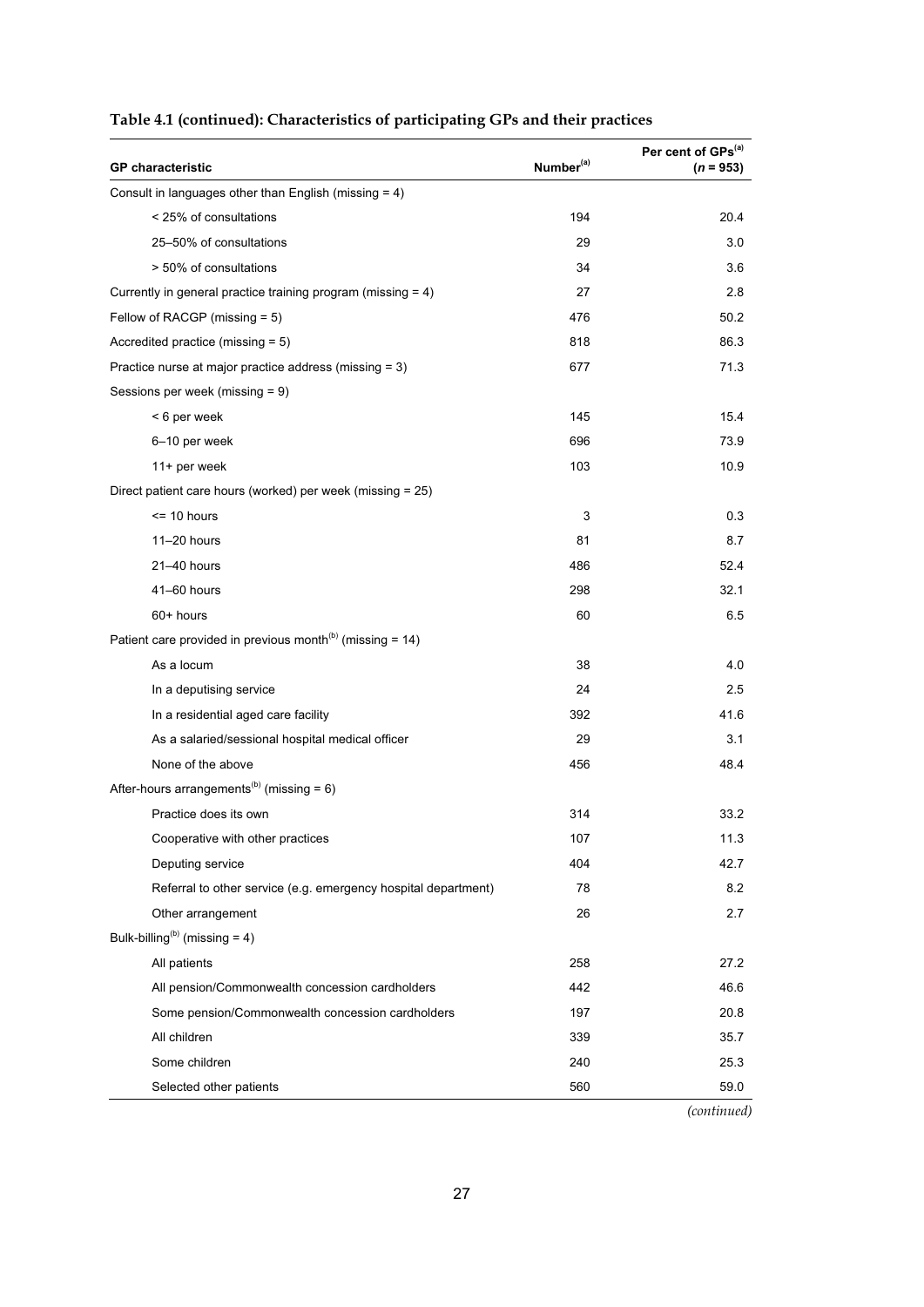**Table 4.1 (continued): Characteristics of participating GPs and their practices**

| GP characteristic | Number[(a)] | Per cent of GPs[(a)] (*n* = 953) |
|---|---|---|
| Consult in languages other than English (missing = 4) | | |
| < 25% of consultations | 194 | 20.4 |
| 25–50% of consultations | 29 | 3.0 |
| > 50% of consultations | 34 | 3.6 |
| Currently in general practice training program (missing = 4) | 27 | 2.8 |
| Fellow of RACGP (missing = 5) | 476 | 50.2 |
| Accredited practice (missing = 5) | 818 | 86.3 |
| Practice nurse at major practice address (missing = 3) | 677 | 71.3 |
| Sessions per week (missing = 9) | | |
| < 6 per week | 145 | 15.4 |
| 6–10 per week | 696 | 73.9 |
| 11+ per week | 103 | 10.9 |
| Direct patient care hours (worked) per week (missing = 25) | | |
| <= 10 hours | 3 | 0.3 |
| 11–20 hours | 81 | 8.7 |
| 21–40 hours | 486 | 52.4 |
| 41–60 hours | 298 | 32.1 |
| 60+ hours | 60 | 6.5 |
| Patient care provided in previous month[(b)] (missing = 14) | | |
| As a locum | 38 | 4.0 |
| In a deputising service | 24 | 2.5 |
| In a residential aged care facility | 392 | 41.6 |
| As a salaried/sessional hospital medical officer | 29 | 3.1 |
| None of the above | 456 | 48.4 |
| After-hours arrangements[(b)] (missing = 6) | | |
| Practice does its own | 314 | 33.2 |
| Cooperative with other practices | 107 | 11.3 |
| Deputing service | 404 | 42.7 |
| Referral to other service (e.g. emergency hospital department) | 78 | 8.2 |
| Other arrangement | 26 | 2.7 |
| Bulk-billing[(b)] (missing = 4) | | |
| All patients | 258 | 27.2 |
| All pension/Commonwealth concession cardholders | 442 | 46.6 |
| Some pension/Commonwealth concession cardholders | 197 | 20.8 |
| All children | 339 | 35.7 |
| Some children | 240 | 25.3 |
| Selected other patients | 560 | 59.0 |

*(continued)*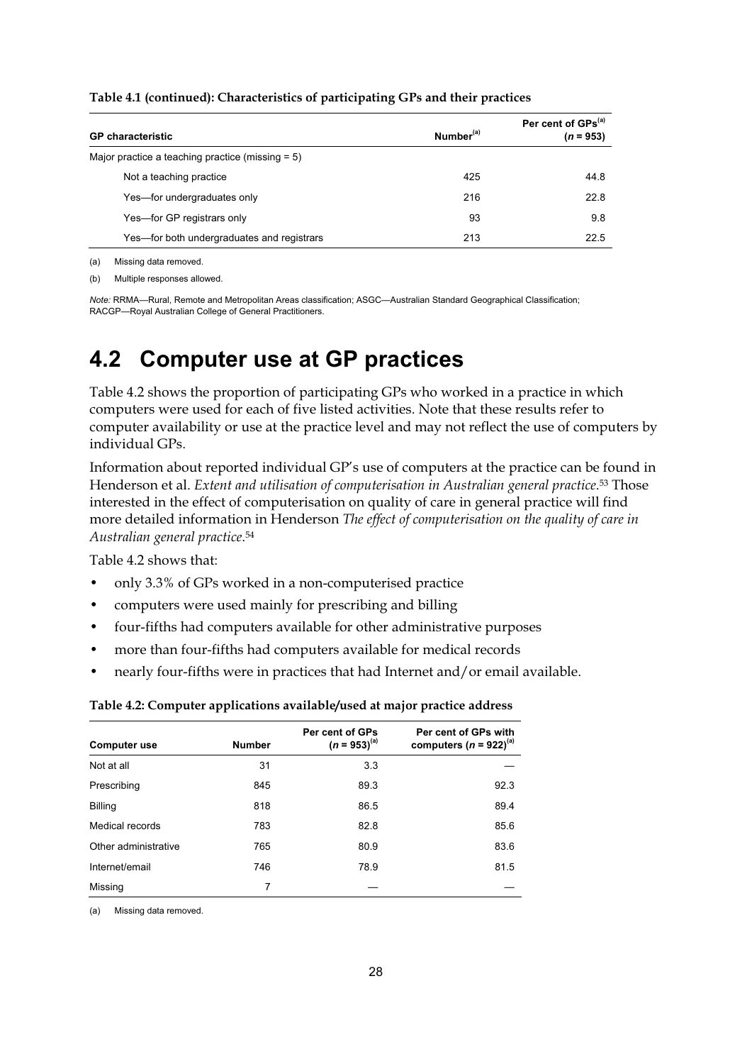**Table 4.1 (continued): Characteristics of participating GPs and their practices**

| GP characteristic | Number[(a)] | Per cent of GPs[(a)] ($n$ = 953) |
|---|---|---|
| Major practice a teaching practice (missing = 5) | | |
| Not a teaching practice | 425 | 44.8 |
| Yes—for undergraduates only | 216 | 22.8 |
| Yes—for GP registrars only | 93 | 9.8 |
| Yes—for both undergraduates and registrars | 213 | 22.5 |

(a) Missing data removed.

(b) Multiple responses allowed.

*Note:* RRMA—Rural, Remote and Metropolitan Areas classification; ASGC—Australian Standard Geographical Classification; RACGP—Royal Australian College of General Practitioners.

# 4.2 Computer use at GP practices

Table 4.2 shows the proportion of participating GPs who worked in a practice in which computers were used for each of five listed activities. Note that these results refer to computer availability or use at the practice level and may not reflect the use of computers by individual GPs.

Information about reported individual GP's use of computers at the practice can be found in Henderson et al. *Extent and utilisation of computerisation in Australian general practice*.[53] Those interested in the effect of computerisation on quality of care in general practice will find more detailed information in Henderson *The effect of computerisation on the quality of care in Australian general practice*.[54]

Table 4.2 shows that:

- only 3.3% of GPs worked in a non-computerised practice
- computers were used mainly for prescribing and billing
- four-fifths had computers available for other administrative purposes
- more than four-fifths had computers available for medical records
- nearly four-fifths were in practices that had Internet and/or email available.

**Table 4.2: Computer applications available/used at major practice address**

| Computer use | Number | Per cent of GPs ($n$ = 953)[(a)] | Per cent of GPs with computers ($n$ = 922)[(a)] |
|---|---|---|---|
| Not at all | 31 | 3.3 | — |
| Prescribing | 845 | 89.3 | 92.3 |
| Billing | 818 | 86.5 | 89.4 |
| Medical records | 783 | 82.8 | 85.6 |
| Other administrative | 765 | 80.9 | 83.6 |
| Internet/email | 746 | 78.9 | 81.5 |
| Missing | 7 | — | — |

(a) Missing data removed.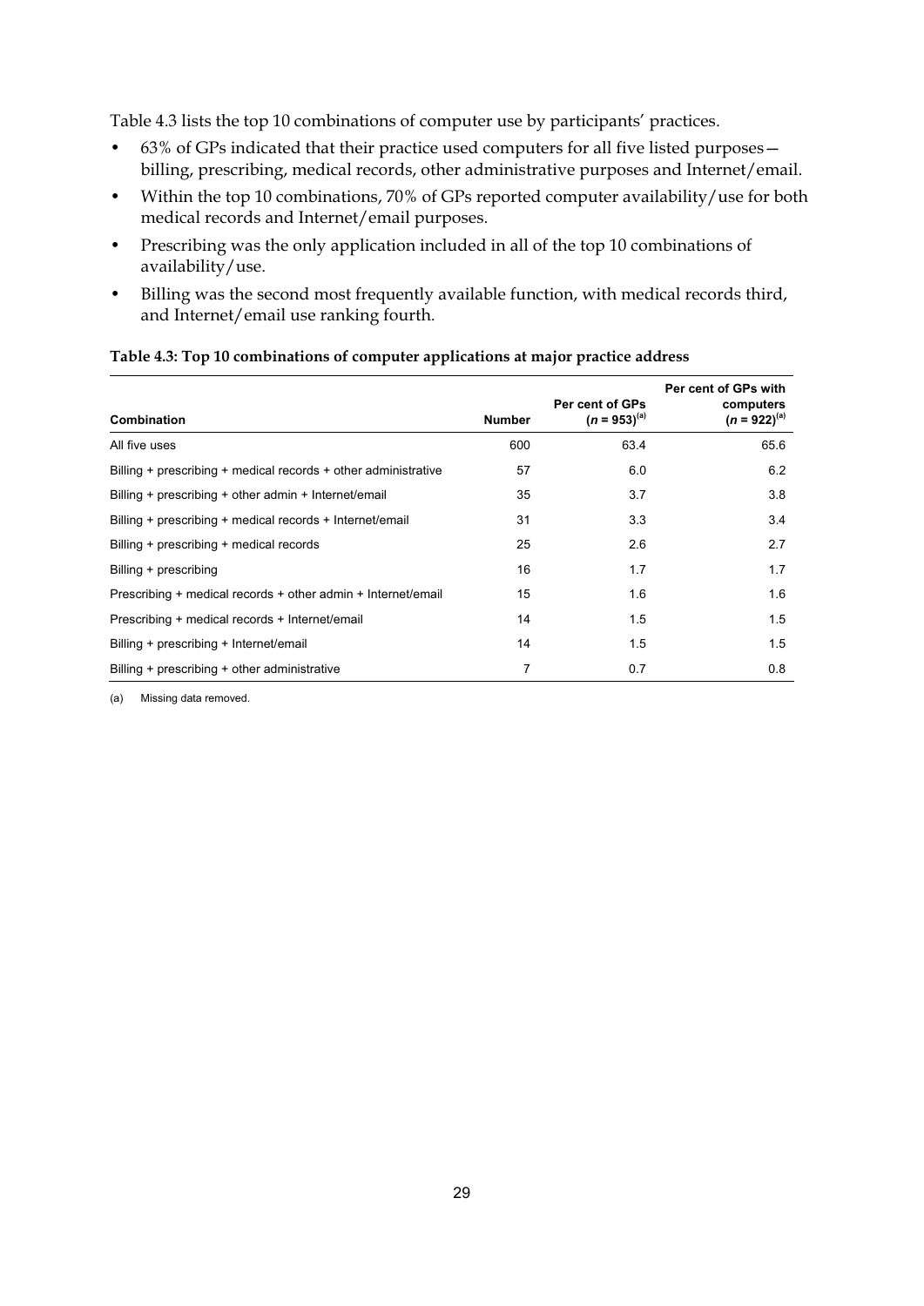Table 4.3 lists the top 10 combinations of computer use by participants' practices.

- 63% of GPs indicated that their practice used computers for all five listed purposes—billing, prescribing, medical records, other administrative purposes and Internet/email.
- Within the top 10 combinations, 70% of GPs reported computer availability/use for both medical records and Internet/email purposes.
- Prescribing was the only application included in all of the top 10 combinations of availability/use.
- Billing was the second most frequently available function, with medical records third, and Internet/email use ranking fourth.

**Table 4.3: Top 10 combinations of computer applications at major practice address**

| Combination | Number | Per cent of GPs ($n$ = 953)[(a)] | Per cent of GPs with computers ($n$ = 922)[(a)] |
|---|---|---|---|
| All five uses | 600 | 63.4 | 65.6 |
| Billing + prescribing + medical records + other administrative | 57 | 6.0 | 6.2 |
| Billing + prescribing + other admin + Internet/email | 35 | 3.7 | 3.8 |
| Billing + prescribing + medical records + Internet/email | 31 | 3.3 | 3.4 |
| Billing + prescribing + medical records | 25 | 2.6 | 2.7 |
| Billing + prescribing | 16 | 1.7 | 1.7 |
| Prescribing + medical records + other admin + Internet/email | 15 | 1.6 | 1.6 |
| Prescribing + medical records + Internet/email | 14 | 1.5 | 1.5 |
| Billing + prescribing + Internet/email | 14 | 1.5 | 1.5 |
| Billing + prescribing + other administrative | 7 | 0.7 | 0.8 |

(a) Missing data removed.